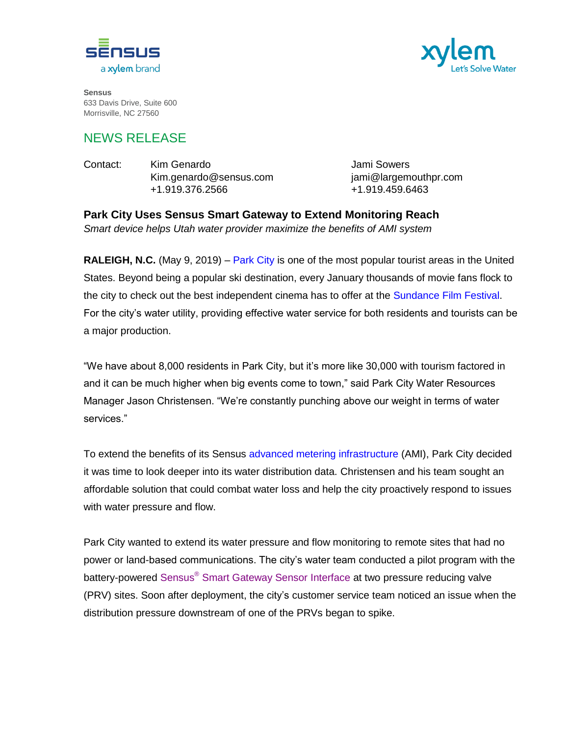**Sensus**
633 Davis Drive, Suite 600
Morrisville, NC 27560

## NEWS RELEASE

| Contact: | Kim Genardo | Jami Sowers |
|---|---|---|
| | Kim.genardo@sensus.com | jami@largemouthpr.com |
| | +1.919.376.2566 | +1.919.459.6463 |

### Park City Uses Sensus Smart Gateway to Extend Monitoring Reach

*Smart device helps Utah water provider maximize the benefits of AMI system*

**RALEIGH, N.C.** (May 9, 2019) – Park City is one of the most popular tourist areas in the United States. Beyond being a popular ski destination, every January thousands of movie fans flock to the city to check out the best independent cinema has to offer at the Sundance Film Festival. For the city's water utility, providing effective water service for both residents and tourists can be a major production.

"We have about 8,000 residents in Park City, but it's more like 30,000 with tourism factored in and it can be much higher when big events come to town," said Park City Water Resources Manager Jason Christensen. "We're constantly punching above our weight in terms of water services."

To extend the benefits of its Sensus advanced metering infrastructure (AMI), Park City decided it was time to look deeper into its water distribution data. Christensen and his team sought an affordable solution that could combat water loss and help the city proactively respond to issues with water pressure and flow.

Park City wanted to extend its water pressure and flow monitoring to remote sites that had no power or land-based communications. The city's water team conducted a pilot program with the battery-powered Sensus® Smart Gateway Sensor Interface at two pressure reducing valve (PRV) sites. Soon after deployment, the city's customer service team noticed an issue when the distribution pressure downstream of one of the PRVs began to spike.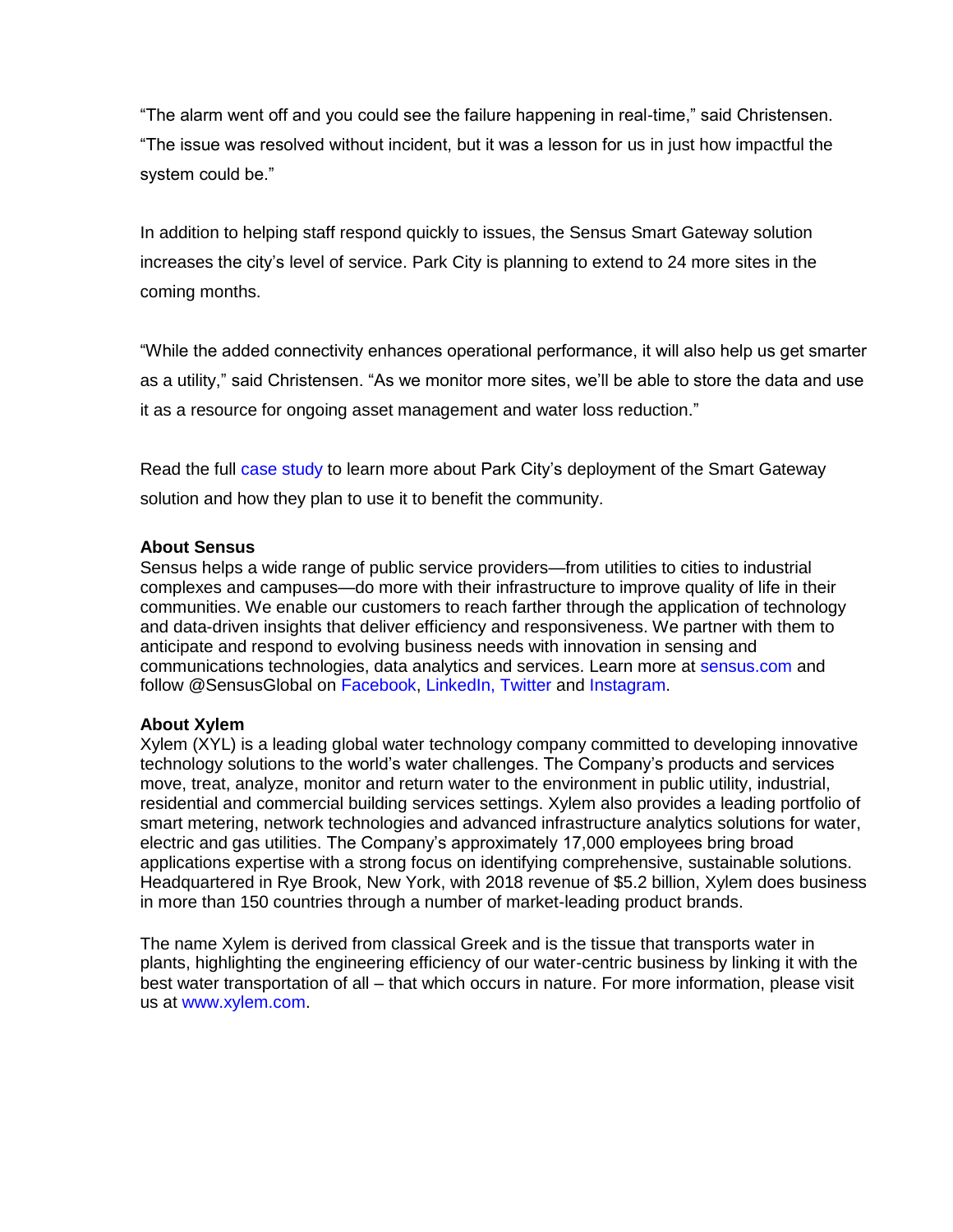"The alarm went off and you could see the failure happening in real-time," said Christensen. "The issue was resolved without incident, but it was a lesson for us in just how impactful the system could be."

In addition to helping staff respond quickly to issues, the Sensus Smart Gateway solution increases the city's level of service. Park City is planning to extend to 24 more sites in the coming months.

"While the added connectivity enhances operational performance, it will also help us get smarter as a utility," said Christensen. "As we monitor more sites, we'll be able to store the data and use it as a resource for ongoing asset management and water loss reduction."

Read the full case study to learn more about Park City's deployment of the Smart Gateway solution and how they plan to use it to benefit the community.

**About Sensus**

Sensus helps a wide range of public service providers—from utilities to cities to industrial complexes and campuses—do more with their infrastructure to improve quality of life in their communities. We enable our customers to reach farther through the application of technology and data-driven insights that deliver efficiency and responsiveness. We partner with them to anticipate and respond to evolving business needs with innovation in sensing and communications technologies, data analytics and services. Learn more at sensus.com and follow @SensusGlobal on Facebook, LinkedIn, Twitter and Instagram.

**About Xylem**

Xylem (XYL) is a leading global water technology company committed to developing innovative technology solutions to the world's water challenges. The Company's products and services move, treat, analyze, monitor and return water to the environment in public utility, industrial, residential and commercial building services settings. Xylem also provides a leading portfolio of smart metering, network technologies and advanced infrastructure analytics solutions for water, electric and gas utilities. The Company's approximately 17,000 employees bring broad applications expertise with a strong focus on identifying comprehensive, sustainable solutions. Headquartered in Rye Brook, New York, with 2018 revenue of $5.2 billion, Xylem does business in more than 150 countries through a number of market-leading product brands.

The name Xylem is derived from classical Greek and is the tissue that transports water in plants, highlighting the engineering efficiency of our water-centric business by linking it with the best water transportation of all – that which occurs in nature. For more information, please visit us at www.xylem.com.